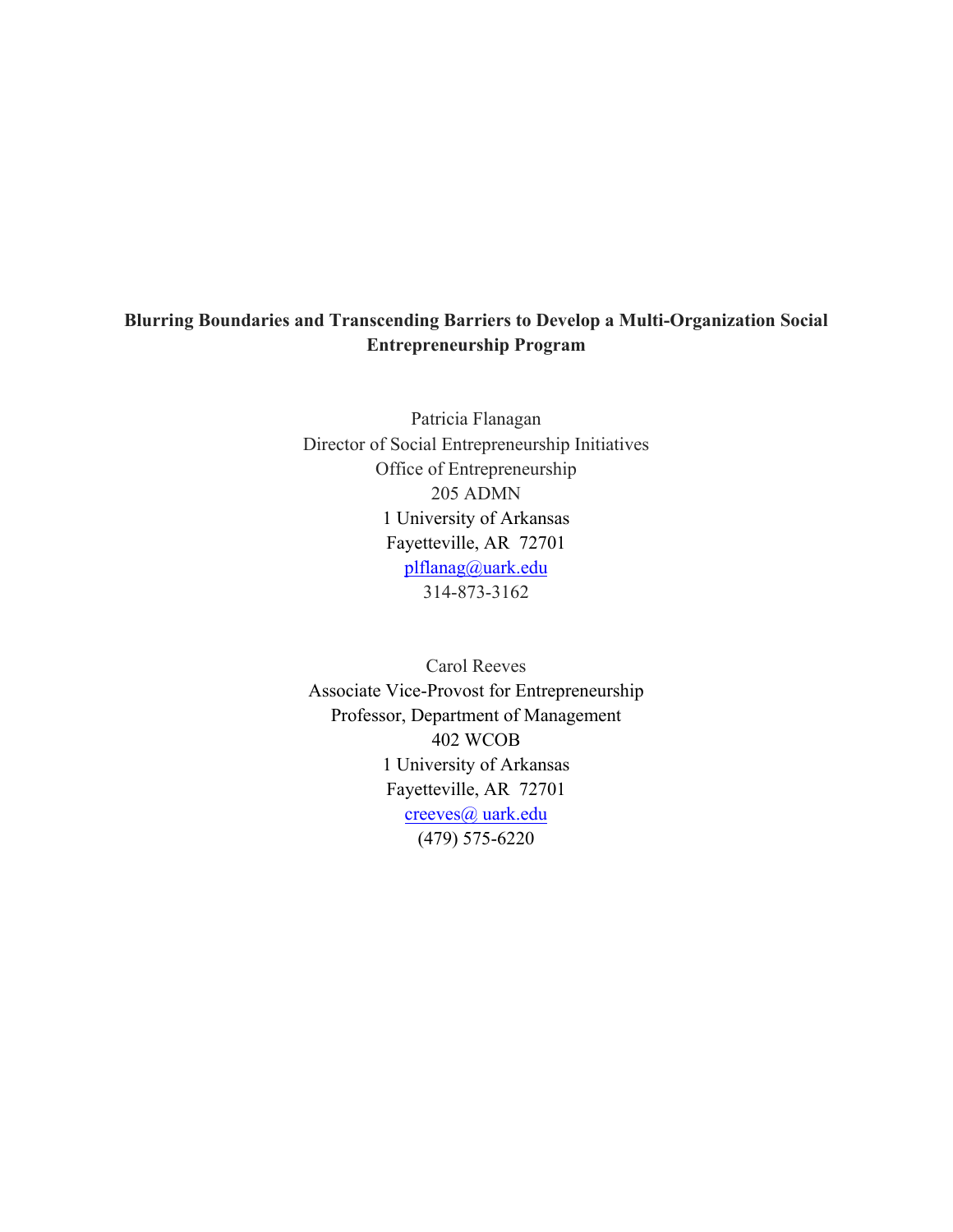# Blurring Boundaries and Transcending Barriers to Develop a Multi-Organization Social Entrepreneurship Program

Patricia Flanagan
Director of Social Entrepreneurship Initiatives
Office of Entrepreneurship
205 ADMN
1 University of Arkansas
Fayetteville, AR 72701
plflanag@uark.edu
314-873-3162

Carol Reeves
Associate Vice-Provost for Entrepreneurship
Professor, Department of Management
402 WCOB
1 University of Arkansas
Fayetteville, AR 72701
creeves@ uark.edu
(479) 575-6220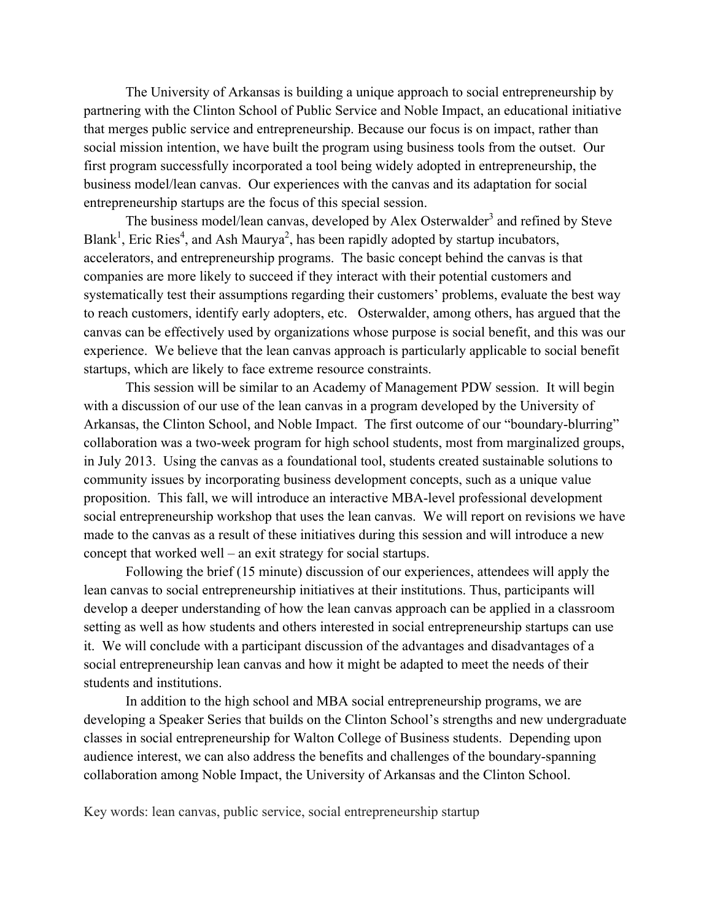The University of Arkansas is building a unique approach to social entrepreneurship by partnering with the Clinton School of Public Service and Noble Impact, an educational initiative that merges public service and entrepreneurship. Because our focus is on impact, rather than social mission intention, we have built the program using business tools from the outset. Our first program successfully incorporated a tool being widely adopted in entrepreneurship, the business model/lean canvas. Our experiences with the canvas and its adaptation for social entrepreneurship startups are the focus of this special session.

The business model/lean canvas, developed by Alex Osterwalder[3] and refined by Steve Blank[1], Eric Ries[4], and Ash Maurya[2], has been rapidly adopted by startup incubators, accelerators, and entrepreneurship programs. The basic concept behind the canvas is that companies are more likely to succeed if they interact with their potential customers and systematically test their assumptions regarding their customers' problems, evaluate the best way to reach customers, identify early adopters, etc. Osterwalder, among others, has argued that the canvas can be effectively used by organizations whose purpose is social benefit, and this was our experience. We believe that the lean canvas approach is particularly applicable to social benefit startups, which are likely to face extreme resource constraints.

This session will be similar to an Academy of Management PDW session. It will begin with a discussion of our use of the lean canvas in a program developed by the University of Arkansas, the Clinton School, and Noble Impact. The first outcome of our "boundary-blurring" collaboration was a two-week program for high school students, most from marginalized groups, in July 2013. Using the canvas as a foundational tool, students created sustainable solutions to community issues by incorporating business development concepts, such as a unique value proposition. This fall, we will introduce an interactive MBA-level professional development social entrepreneurship workshop that uses the lean canvas. We will report on revisions we have made to the canvas as a result of these initiatives during this session and will introduce a new concept that worked well – an exit strategy for social startups.

Following the brief (15 minute) discussion of our experiences, attendees will apply the lean canvas to social entrepreneurship initiatives at their institutions. Thus, participants will develop a deeper understanding of how the lean canvas approach can be applied in a classroom setting as well as how students and others interested in social entrepreneurship startups can use it. We will conclude with a participant discussion of the advantages and disadvantages of a social entrepreneurship lean canvas and how it might be adapted to meet the needs of their students and institutions.

In addition to the high school and MBA social entrepreneurship programs, we are developing a Speaker Series that builds on the Clinton School's strengths and new undergraduate classes in social entrepreneurship for Walton College of Business students. Depending upon audience interest, we can also address the benefits and challenges of the boundary-spanning collaboration among Noble Impact, the University of Arkansas and the Clinton School.

Key words: lean canvas, public service, social entrepreneurship startup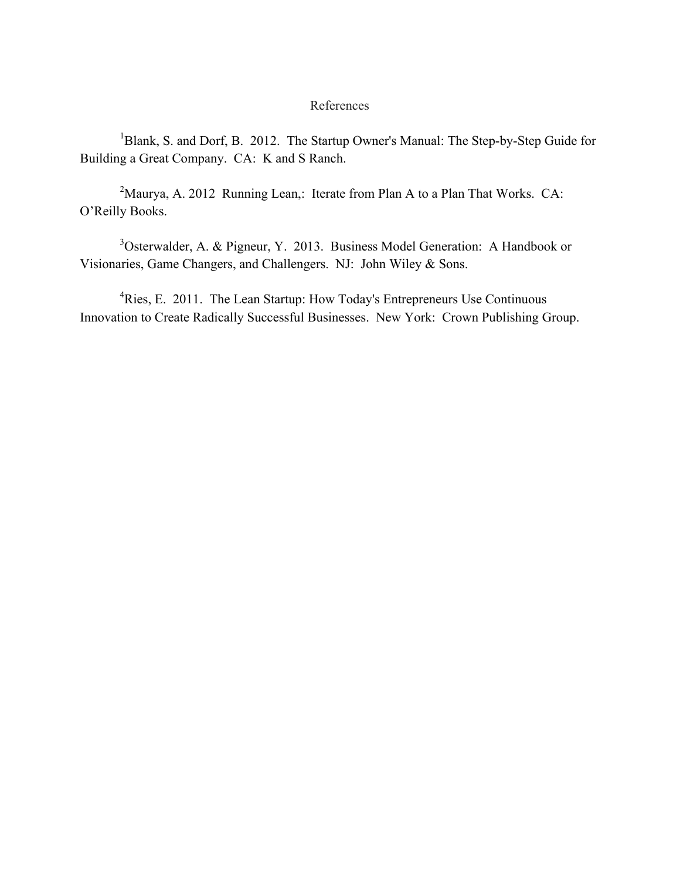# References

[1]Blank, S. and Dorf, B. 2012. The Startup Owner's Manual: The Step-by-Step Guide for Building a Great Company. CA: K and S Ranch.

[2]Maurya, A. 2012 Running Lean,: Iterate from Plan A to a Plan That Works. CA: O'Reilly Books.

[3]Osterwalder, A. & Pigneur, Y. 2013. Business Model Generation: A Handbook or Visionaries, Game Changers, and Challengers. NJ: John Wiley & Sons.

[4]Ries, E. 2011. The Lean Startup: How Today's Entrepreneurs Use Continuous Innovation to Create Radically Successful Businesses. New York: Crown Publishing Group.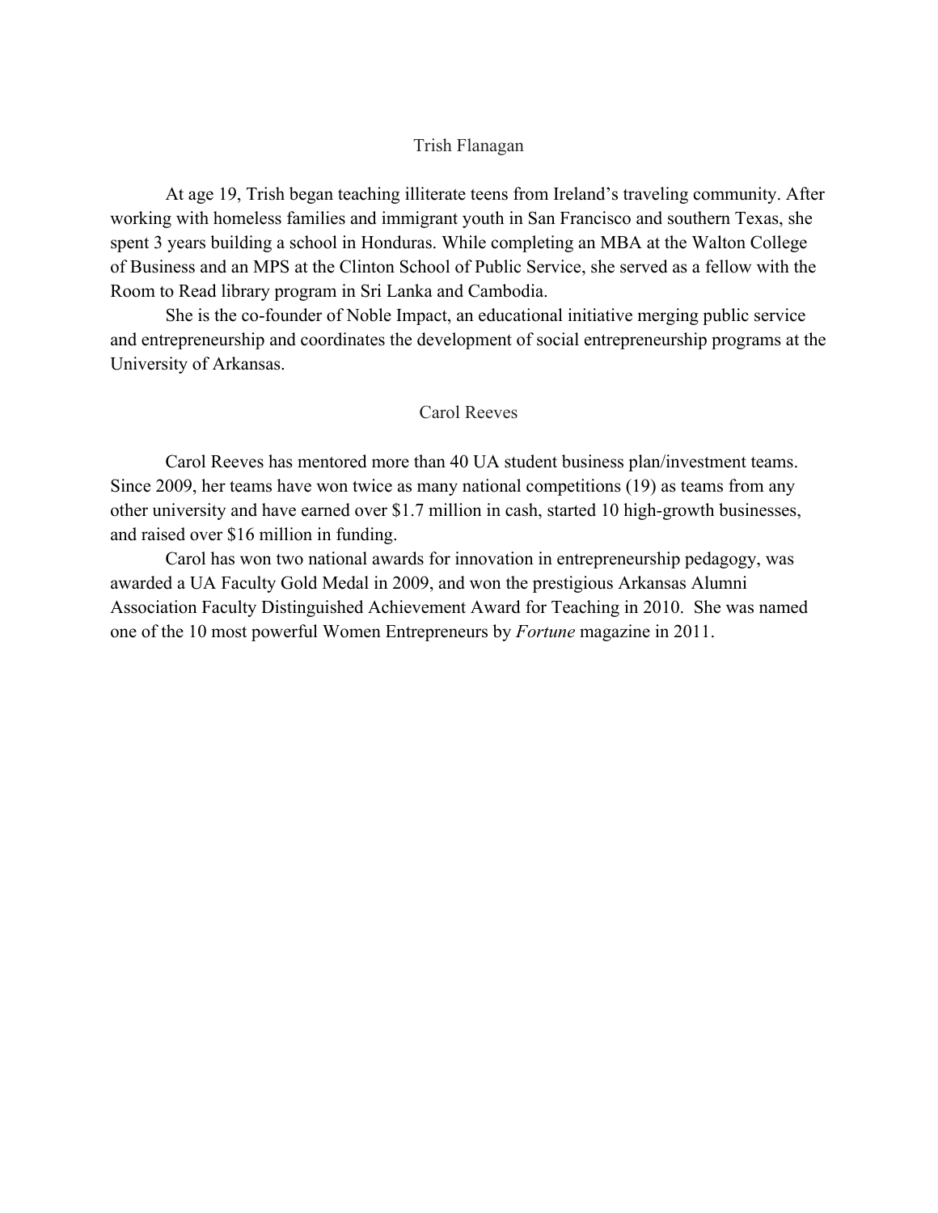## Trish Flanagan

At age 19, Trish began teaching illiterate teens from Ireland's traveling community. After working with homeless families and immigrant youth in San Francisco and southern Texas, she spent 3 years building a school in Honduras. While completing an MBA at the Walton College of Business and an MPS at the Clinton School of Public Service, she served as a fellow with the Room to Read library program in Sri Lanka and Cambodia.

She is the co-founder of Noble Impact, an educational initiative merging public service and entrepreneurship and coordinates the development of social entrepreneurship programs at the University of Arkansas.

## Carol Reeves

Carol Reeves has mentored more than 40 UA student business plan/investment teams. Since 2009, her teams have won twice as many national competitions (19) as teams from any other university and have earned over $1.7 million in cash, started 10 high-growth businesses, and raised over $16 million in funding.

Carol has won two national awards for innovation in entrepreneurship pedagogy, was awarded a UA Faculty Gold Medal in 2009, and won the prestigious Arkansas Alumni Association Faculty Distinguished Achievement Award for Teaching in 2010. She was named one of the 10 most powerful Women Entrepreneurs by *Fortune* magazine in 2011.